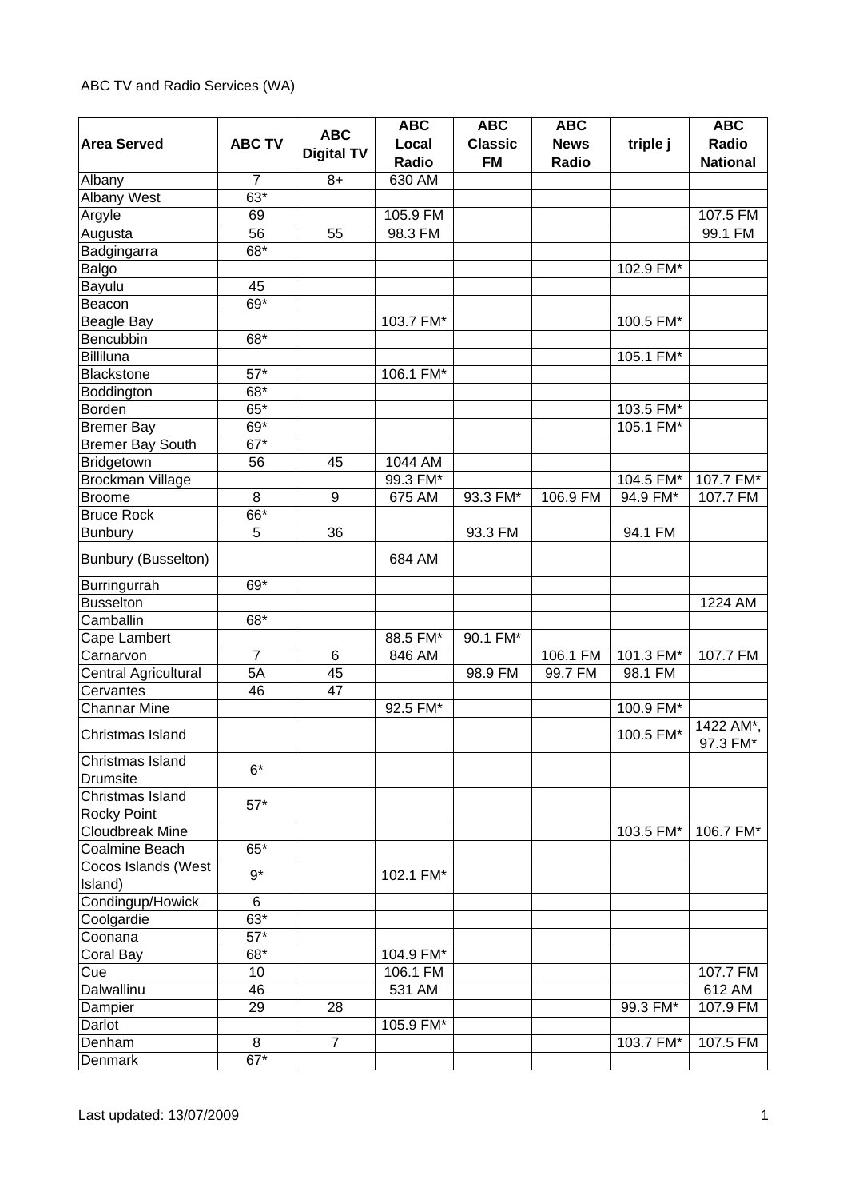ABC TV and Radio Services (WA)

| Area Served | ABC TV | ABC Digital TV | ABC Local Radio | ABC Classic FM | ABC News Radio | triple j | ABC Radio National |
|---|---|---|---|---|---|---|---|
| Albany | 7 | 8+ | 630 AM | | | | |
| Albany West | 63* | | | | | | |
| Argyle | 69 | | 105.9 FM | | | | 107.5 FM |
| Augusta | 56 | 55 | 98.3 FM | | | | 99.1 FM |
| Badgingarra | 68* | | | | | | |
| Balgo | | | | | | 102.9 FM* | |
| Bayulu | 45 | | | | | | |
| Beacon | 69* | | | | | | |
| Beagle Bay | | | 103.7 FM* | | | 100.5 FM* | |
| Bencubbin | 68* | | | | | | |
| Billiluna | | | | | | 105.1 FM* | |
| Blackstone | 57* | | 106.1 FM* | | | | |
| Boddington | 68* | | | | | | |
| Borden | 65* | | | | | 103.5 FM* | |
| Bremer Bay | 69* | | | | | 105.1 FM* | |
| Bremer Bay South | 67* | | | | | | |
| Bridgetown | 56 | 45 | 1044 AM | | | | |
| Brockman Village | | | 99.3 FM* | | | 104.5 FM* | 107.7 FM* |
| Broome | 8 | 9 | 675 AM | 93.3 FM* | 106.9 FM | 94.9 FM* | 107.7 FM |
| Bruce Rock | 66* | | | | | | |
| Bunbury | 5 | 36 | | 93.3 FM | | 94.1 FM | |
| Bunbury (Busselton) | | | 684 AM | | | | |
| Burringurrah | 69* | | | | | | |
| Busselton | | | | | | | 1224 AM |
| Camballin | 68* | | | | | | |
| Cape Lambert | | | 88.5 FM* | 90.1 FM* | | | |
| Carnarvon | 7 | 6 | 846 AM | | 106.1 FM | 101.3 FM* | 107.7 FM |
| Central Agricultural | 5A | 45 | | 98.9 FM | 99.7 FM | 98.1 FM | |
| Cervantes | 46 | 47 | | | | | |
| Channar Mine | | | 92.5 FM* | | | 100.9 FM* | |
| Christmas Island | | | | | | 100.5 FM* | 1422 AM*, 97.3 FM* |
| Christmas Island Drumsite | 6* | | | | | | |
| Christmas Island Rocky Point | 57* | | | | | | |
| Cloudbreak Mine | | | | | | 103.5 FM* | 106.7 FM* |
| Coalmine Beach | 65* | | | | | | |
| Cocos Islands (West Island) | 9* | | 102.1 FM* | | | | |
| Condingup/Howick | 6 | | | | | | |
| Coolgardie | 63* | | | | | | |
| Coonana | 57* | | | | | | |
| Coral Bay | 68* | | 104.9 FM* | | | | |
| Cue | 10 | | 106.1 FM | | | | 107.7 FM |
| Dalwallinu | 46 | | 531 AM | | | | 612 AM |
| Dampier | 29 | 28 | | | | 99.3 FM* | 107.9 FM |
| Darlot | | | 105.9 FM* | | | | |
| Denham | 8 | 7 | | | | 103.7 FM* | 107.5 FM |
| Denmark | 67* | | | | | | |

Last updated: 13/07/2009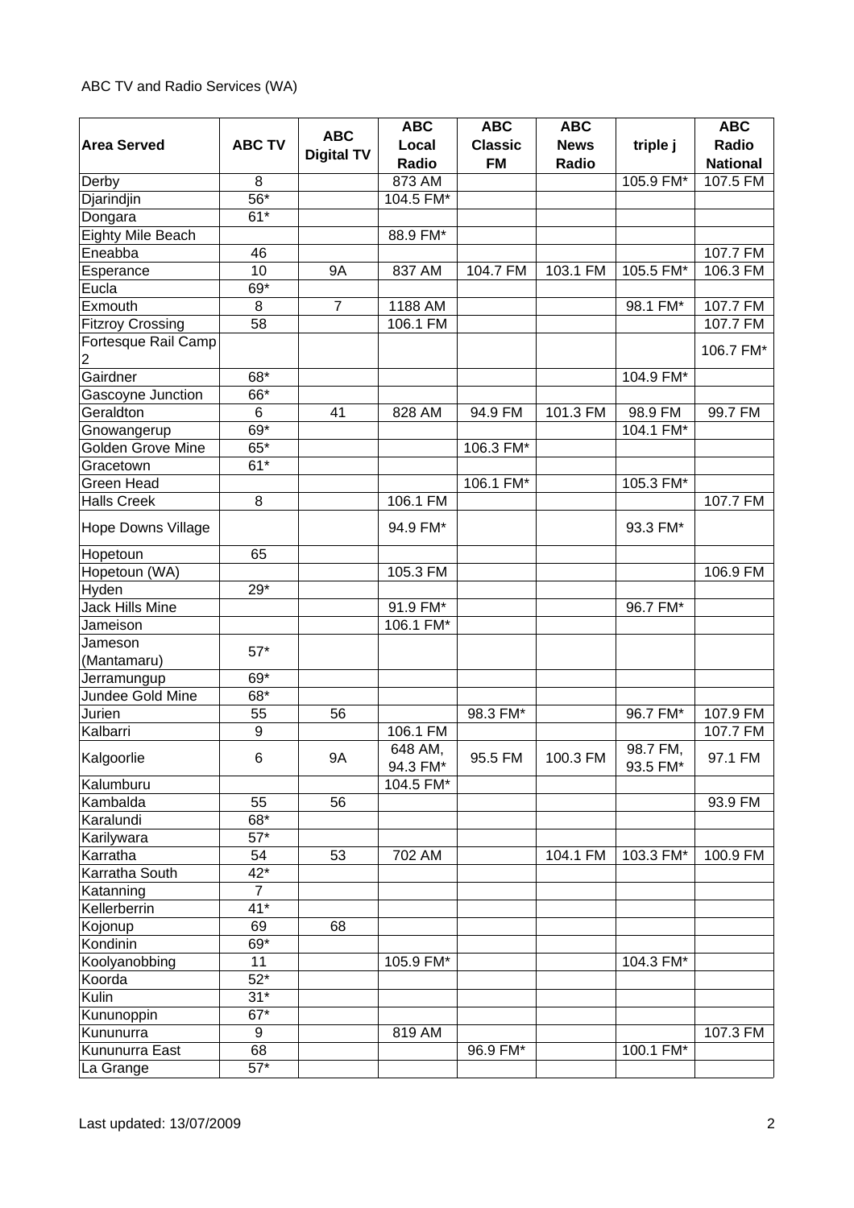ABC TV and Radio Services (WA)

| Area Served | ABC TV | ABC Digital TV | ABC Local Radio | ABC Classic FM | ABC News Radio | triple j | ABC Radio National |
|---|---|---|---|---|---|---|---|
| Derby | 8 | | 873 AM | | | 105.9 FM* | 107.5 FM |
| Djarindjin | 56* | | 104.5 FM* | | | | |
| Dongara | 61* | | | | | | |
| Eighty Mile Beach | | | 88.9 FM* | | | | |
| Eneabba | 46 | | | | | | 107.7 FM |
| Esperance | 10 | 9A | 837 AM | 104.7 FM | 103.1 FM | 105.5 FM* | 106.3 FM |
| Eucla | 69* | | | | | | |
| Exmouth | 8 | 7 | 1188 AM | | | 98.1 FM* | 107.7 FM |
| Fitzroy Crossing | 58 | | 106.1 FM | | | | 107.7 FM |
| Fortesque Rail Camp 2 | | | | | | | 106.7 FM* |
| Gairdner | 68* | | | | | 104.9 FM* | |
| Gascoyne Junction | 66* | | | | | | |
| Geraldton | 6 | 41 | 828 AM | 94.9 FM | 101.3 FM | 98.9 FM | 99.7 FM |
| Gnowangerup | 69* | | | | | 104.1 FM* | |
| Golden Grove Mine | 65* | | | 106.3 FM* | | | |
| Gracetown | 61* | | | | | | |
| Green Head | | | | 106.1 FM* | | 105.3 FM* | |
| Halls Creek | 8 | | 106.1 FM | | | | 107.7 FM |
| Hope Downs Village | | | 94.9 FM* | | | 93.3 FM* | |
| Hopetoun | 65 | | | | | | |
| Hopetoun (WA) | | | 105.3 FM | | | | 106.9 FM |
| Hyden | 29* | | | | | | |
| Jack Hills Mine | | | 91.9 FM* | | | 96.7 FM* | |
| Jameison | | | 106.1 FM* | | | | |
| Jameson (Mantamaru) | 57* | | | | | | |
| Jerramungup | 69* | | | | | | |
| Jundee Gold Mine | 68* | | | | | | |
| Jurien | 55 | 56 | | 98.3 FM* | | 96.7 FM* | 107.9 FM |
| Kalbarri | 9 | | 106.1 FM | | | | 107.7 FM |
| Kalgoorlie | 6 | 9A | 648 AM, 94.3 FM* | 95.5 FM | 100.3 FM | 98.7 FM, 93.5 FM* | 97.1 FM |
| Kalumburu | | | 104.5 FM* | | | | |
| Kambalda | 55 | 56 | | | | | 93.9 FM |
| Karalundi | 68* | | | | | | |
| Karilywara | 57* | | | | | | |
| Karratha | 54 | 53 | 702 AM | | 104.1 FM | 103.3 FM* | 100.9 FM |
| Karratha South | 42* | | | | | | |
| Katanning | 7 | | | | | | |
| Kellerberrin | 41* | | | | | | |
| Kojonup | 69 | 68 | | | | | |
| Kondinin | 69* | | | | | | |
| Koolyanobbing | 11 | | 105.9 FM* | | | 104.3 FM* | |
| Koorda | 52* | | | | | | |
| Kulin | 31* | | | | | | |
| Kununoppin | 67* | | | | | | |
| Kununurra | 9 | | 819 AM | | | | 107.3 FM |
| Kununurra East | 68 | | | 96.9 FM* | | 100.1 FM* | |
| La Grange | 57* | | | | | | |

Last updated: 13/07/2009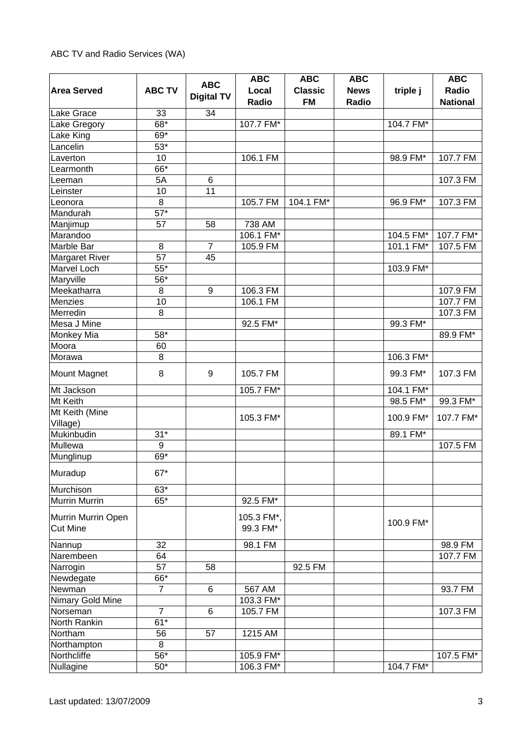ABC TV and Radio Services (WA)

| Area Served | ABC TV | ABC Digital TV | ABC Local Radio | ABC Classic FM | ABC News Radio | triple j | ABC Radio National |
|---|---|---|---|---|---|---|---|
| Lake Grace | 33 | 34 | | | | | |
| Lake Gregory | 68* | | 107.7 FM* | | | 104.7 FM* | |
| Lake King | 69* | | | | | | |
| Lancelin | 53* | | | | | | |
| Laverton | 10 | | 106.1 FM | | | 98.9 FM* | 107.7 FM |
| Learmonth | 66* | | | | | | |
| Leeman | 5A | 6 | | | | | 107.3 FM |
| Leinster | 10 | 11 | | | | | |
| Leonora | 8 | | 105.7 FM | 104.1 FM* | | 96.9 FM* | 107.3 FM |
| Mandurah | 57* | | | | | | |
| Manjimup | 57 | 58 | 738 AM | | | | |
| Marandoo | | | 106.1 FM* | | | 104.5 FM* | 107.7 FM* |
| Marble Bar | 8 | 7 | 105.9 FM | | | 101.1 FM* | 107.5 FM |
| Margaret River | 57 | 45 | | | | | |
| Marvel Loch | 55* | | | | | 103.9 FM* | |
| Maryville | 56* | | | | | | |
| Meekatharra | 8 | 9 | 106.3 FM | | | | 107.9 FM |
| Menzies | 10 | | 106.1 FM | | | | 107.7 FM |
| Merredin | 8 | | | | | | 107.3 FM |
| Mesa J Mine | | | 92.5 FM* | | | 99.3 FM* | |
| Monkey Mia | 58* | | | | | | 89.9 FM* |
| Moora | 60 | | | | | | |
| Morawa | 8 | | | | | 106.3 FM* | |
| Mount Magnet | 8 | 9 | 105.7 FM | | | 99.3 FM* | 107.3 FM |
| Mt Jackson | | | 105.7 FM* | | | 104.1 FM* | |
| Mt Keith | | | | | | 98.5 FM* | 99.3 FM* |
| Mt Keith (Mine Village) | | | 105.3 FM* | | | 100.9 FM* | 107.7 FM* |
| Mukinbudin | 31* | | | | | 89.1 FM* | |
| Mullewa | 9 | | | | | | 107.5 FM |
| Munglinup | 69* | | | | | | |
| Muradup | 67* | | | | | | |
| Murchison | 63* | | | | | | |
| Murrin Murrin | 65* | | 92.5 FM* | | | | |
| Murrin Murrin Open Cut Mine | | | 105.3 FM*, 99.3 FM* | | | 100.9 FM* | |
| Nannup | 32 | | 98.1 FM | | | | 98.9 FM |
| Narembeen | 64 | | | | | | 107.7 FM |
| Narrogin | 57 | 58 | | 92.5 FM | | | |
| Newdegate | 66* | | | | | | |
| Newman | 7 | 6 | 567 AM | | | | 93.7 FM |
| Nimary Gold Mine | | | 103.3 FM* | | | | |
| Norseman | 7 | 6 | 105.7 FM | | | | 107.3 FM |
| North Rankin | 61* | | | | | | |
| Northam | 56 | 57 | 1215 AM | | | | |
| Northampton | 8 | | | | | | |
| Northcliffe | 56* | | 105.9 FM* | | | | 107.5 FM* |
| Nullagine | 50* | | 106.3 FM* | | | 104.7 FM* | |

Last updated: 13/07/2009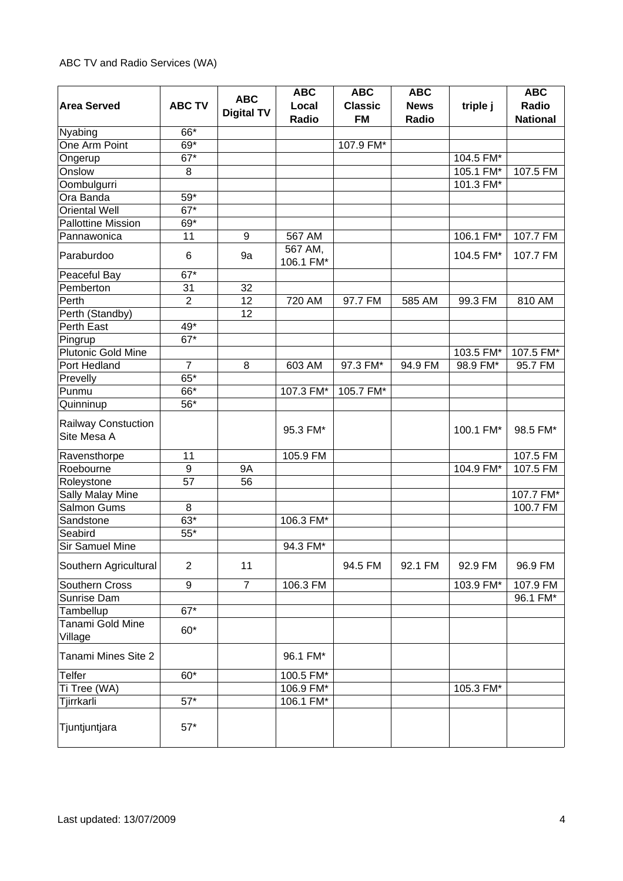ABC TV and Radio Services (WA)

| Area Served | ABC TV | ABC Digital TV | ABC Local Radio | ABC Classic FM | ABC News Radio | triple j | ABC Radio National |
|---|---|---|---|---|---|---|---|
| Nyabing | 66* | | | | | | |
| One Arm Point | 69* | | | 107.9 FM* | | | |
| Ongerup | 67* | | | | | 104.5 FM* | |
| Onslow | 8 | | | | | 105.1 FM* | 107.5 FM |
| Oombulgurri | | | | | | 101.3 FM* | |
| Ora Banda | 59* | | | | | | |
| Oriental Well | 67* | | | | | | |
| Pallottine Mission | 69* | | | | | | |
| Pannawonica | 11 | 9 | 567 AM | | | 106.1 FM* | 107.7 FM |
| Paraburdoo | 6 | 9a | 567 AM, 106.1 FM* | | | 104.5 FM* | 107.7 FM |
| Peaceful Bay | 67* | | | | | | |
| Pemberton | 31 | 32 | | | | | |
| Perth | 2 | 12 | 720 AM | 97.7 FM | 585 AM | 99.3 FM | 810 AM |
| Perth (Standby) | | 12 | | | | | |
| Perth East | 49* | | | | | | |
| Pingrup | 67* | | | | | | |
| Plutonic Gold Mine | | | | | | 103.5 FM* | 107.5 FM* |
| Port Hedland | 7 | 8 | 603 AM | 97.3 FM* | 94.9 FM | 98.9 FM* | 95.7 FM |
| Prevelly | 65* | | | | | | |
| Punmu | 66* | | 107.3 FM* | 105.7 FM* | | | |
| Quinninup | 56* | | | | | | |
| Railway Constuction Site Mesa A | | | 95.3 FM* | | | 100.1 FM* | 98.5 FM* |
| Ravensthorpe | 11 | | 105.9 FM | | | | 107.5 FM |
| Roebourne | 9 | 9A | | | | 104.9 FM* | 107.5 FM |
| Roleystone | 57 | 56 | | | | | |
| Sally Malay Mine | | | | | | | 107.7 FM* |
| Salmon Gums | 8 | | | | | | 100.7 FM |
| Sandstone | 63* | | 106.3 FM* | | | | |
| Seabird | 55* | | | | | | |
| Sir Samuel Mine | | | 94.3 FM* | | | | |
| Southern Agricultural | 2 | 11 | | 94.5 FM | 92.1 FM | 92.9 FM | 96.9 FM |
| Southern Cross | 9 | 7 | 106.3 FM | | | 103.9 FM* | 107.9 FM |
| Sunrise Dam | | | | | | | 96.1 FM* |
| Tambellup | 67* | | | | | | |
| Tanami Gold Mine Village | 60* | | | | | | |
| Tanami Mines Site 2 | | | 96.1 FM* | | | | |
| Telfer | 60* | | 100.5 FM* | | | | |
| Ti Tree (WA) | | | 106.9 FM* | | | 105.3 FM* | |
| Tjirrkarli | 57* | | 106.1 FM* | | | | |
| Tjuntjuntjara | 57* | | | | | | |

Last updated: 13/07/2009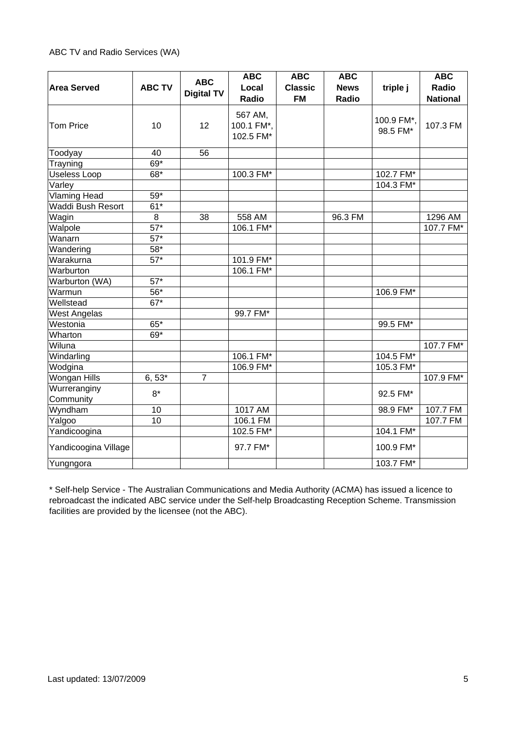ABC TV and Radio Services (WA)

| Area Served | ABC TV | ABC Digital TV | ABC Local Radio | ABC Classic FM | ABC News Radio | triple j | ABC Radio National |
|---|---|---|---|---|---|---|---|
| Tom Price | 10 | 12 | 567 AM, 100.1 FM*, 102.5 FM* | | | 100.9 FM*, 98.5 FM* | 107.3 FM |
| Toodyay | 40 | 56 | | | | | |
| Trayning | 69* | | | | | | |
| Useless Loop | 68* | | 100.3 FM* | | | 102.7 FM* | |
| Varley | | | | | | 104.3 FM* | |
| Vlaming Head | 59* | | | | | | |
| Waddi Bush Resort | 61* | | | | | | |
| Wagin | 8 | 38 | 558 AM | | 96.3 FM | | 1296 AM |
| Walpole | 57* | | 106.1 FM* | | | | 107.7 FM* |
| Wanarn | 57* | | | | | | |
| Wandering | 58* | | | | | | |
| Warakurna | 57* | | 101.9 FM* | | | | |
| Warburton | | | 106.1 FM* | | | | |
| Warburton (WA) | 57* | | | | | | |
| Warmun | 56* | | | | | 106.9 FM* | |
| Wellstead | 67* | | | | | | |
| West Angelas | | | 99.7 FM* | | | | |
| Westonia | 65* | | | | | 99.5 FM* | |
| Wharton | 69* | | | | | | |
| Wiluna | | | | | | | 107.7 FM* |
| Windarling | | | 106.1 FM* | | | 104.5 FM* | |
| Wodgina | | | 106.9 FM* | | | 105.3 FM* | |
| Wongan Hills | 6, 53* | 7 | | | | | 107.9 FM* |
| Wurreranginy Community | 8* | | | | | 92.5 FM* | |
| Wyndham | 10 | | 1017 AM | | | 98.9 FM* | 107.7 FM |
| Yalgoo | 10 | | 106.1 FM | | | | 107.7 FM |
| Yandicoogina | | | 102.5 FM* | | | 104.1 FM* | |
| Yandicoogina Village | | | 97.7 FM* | | | 100.9 FM* | |
| Yungngora | | | | | | 103.7 FM* | |

* Self-help Service - The Australian Communications and Media Authority (ACMA) has issued a licence to rebroadcast the indicated ABC service under the Self-help Broadcasting Reception Scheme. Transmission facilities are provided by the licensee (not the ABC).

Last updated: 13/07/2009